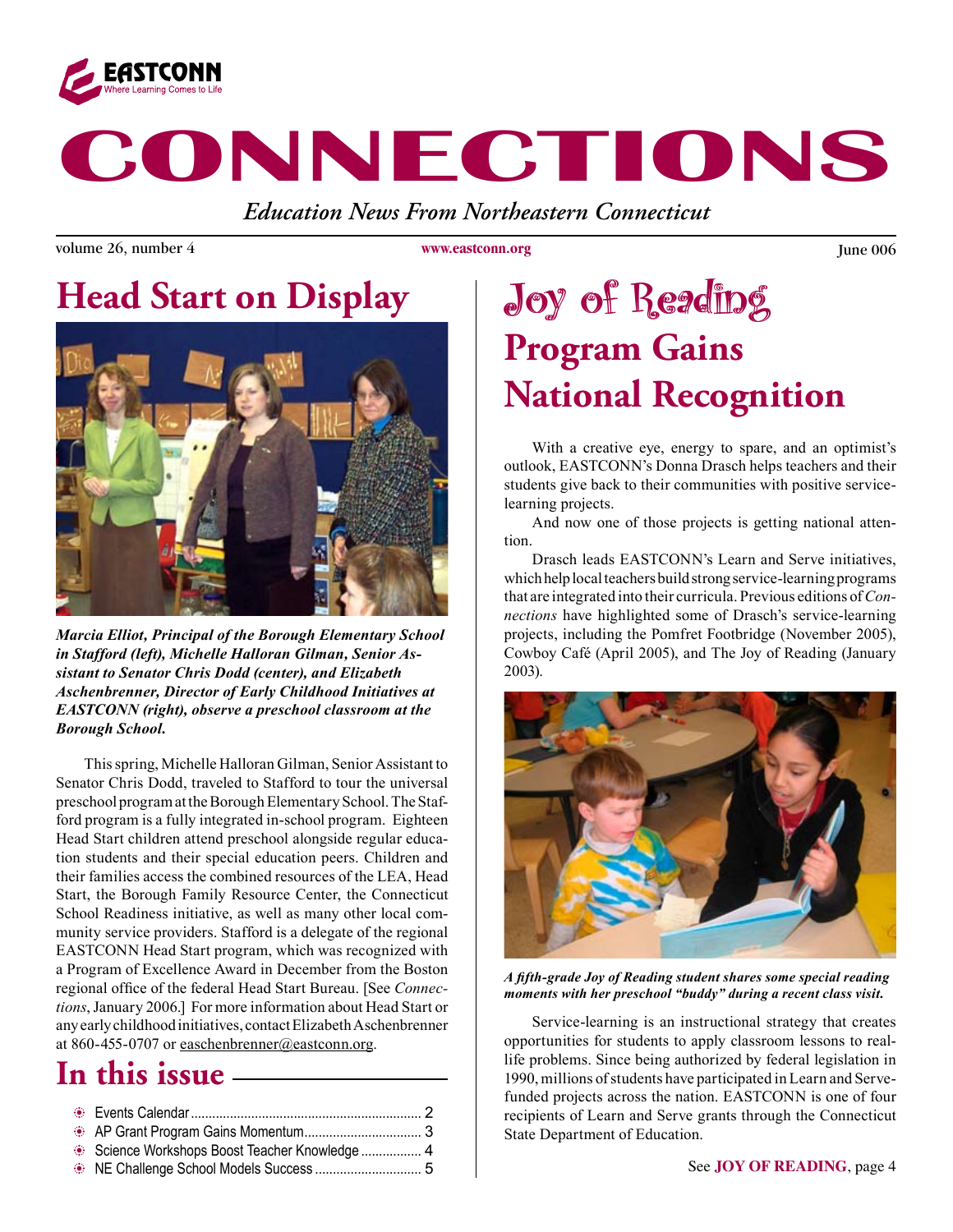EASTCONN
Where Learning Comes to Life

# CONNECTIONS

*Education News From Northeastern Connecticut*

volume 26, number 4 | www.eastconn.org | June 006

## Head Start on Display

*Marcia Elliot, Principal of the Borough Elementary School in Stafford (left), Michelle Halloran Gilman, Senior Assistant to Senator Chris Dodd (center), and Elizabeth Aschenbrenner, Director of Early Childhood Initiatives at EASTCONN (right), observe a preschool classroom at the Borough School.*

This spring, Michelle Halloran Gilman, Senior Assistant to Senator Chris Dodd, traveled to Stafford to tour the universal preschool program at the Borough Elementary School. The Stafford program is a fully integrated in-school program. Eighteen Head Start children attend preschool alongside regular education students and their special education peers. Children and their families access the combined resources of the LEA, Head Start, the Borough Family Resource Center, the Connecticut School Readiness initiative, as well as many other local community service providers. Stafford is a delegate of the regional EASTCONN Head Start program, which was recognized with a Program of Excellence Award in December from the Boston regional office of the federal Head Start Bureau. [See *Connections*, January 2006.] For more information about Head Start or any early childhood initiatives, contact Elizabeth Aschenbrenner at 860-455-0707 or easchenbrenner@eastconn.org.

## In this issue

- Events Calendar ................ 2
- AP Grant Program Gains Momentum ................ 3
- Science Workshops Boost Teacher Knowledge ................ 4
- NE Challenge School Models Success ................ 5

## Joy of Reading Program Gains National Recognition

With a creative eye, energy to spare, and an optimist's outlook, EASTCONN's Donna Drasch helps teachers and their students give back to their communities with positive service-learning projects.

And now one of those projects is getting national attention.

Drasch leads EASTCONN's Learn and Serve initiatives, which help local teachers build strong service-learning programs that are integrated into their curricula. Previous editions of *Connections* have highlighted some of Drasch's service-learning projects, including the Pomfret Footbridge (November 2005), Cowboy Café (April 2005), and The Joy of Reading (January 2003).

*A fifth-grade Joy of Reading student shares some special reading moments with her preschool "buddy" during a recent class visit.*

Service-learning is an instructional strategy that creates opportunities for students to apply classroom lessons to real-life problems. Since being authorized by federal legislation in 1990, millions of students have participated in Learn and Serve-funded projects across the nation. EASTCONN is one of four recipients of Learn and Serve grants through the Connecticut State Department of Education.

See **JOY OF READING**, page 4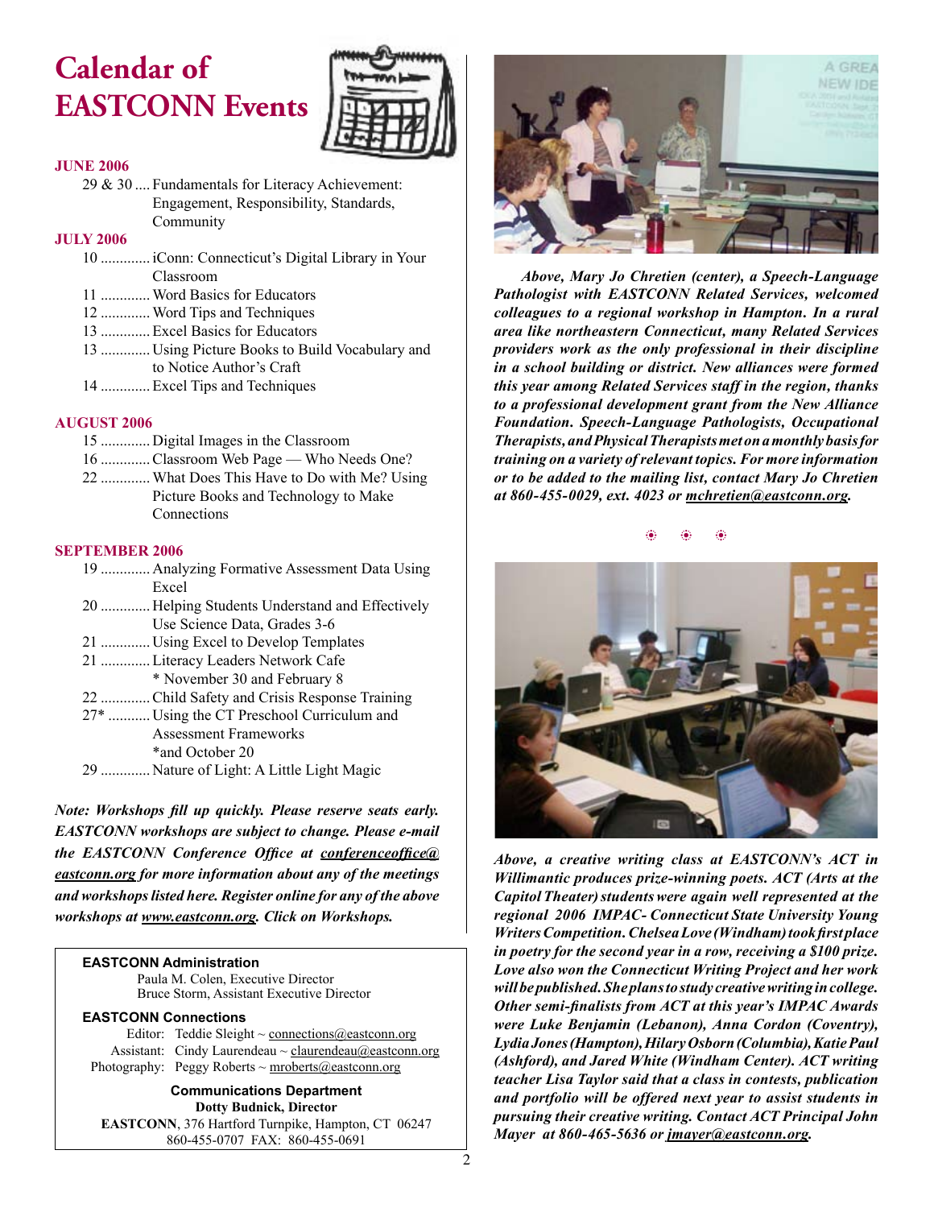# Calendar of EASTCONN Events

**JUNE 2006**

29 & 30 .... Fundamentals for Literacy Achievement: Engagement, Responsibility, Standards, Community

**JULY 2006**

10 ............. iConn: Connecticut's Digital Library in Your Classroom
11 ............. Word Basics for Educators
12 ............. Word Tips and Techniques
13 ............. Excel Basics for Educators
13 ............. Using Picture Books to Build Vocabulary and to Notice Author's Craft
14 ............. Excel Tips and Techniques

**AUGUST 2006**

15 ............. Digital Images in the Classroom
16 ............. Classroom Web Page — Who Needs One?
22 ............. What Does This Have to Do with Me? Using Picture Books and Technology to Make Connections

**SEPTEMBER 2006**

19 ............. Analyzing Formative Assessment Data Using Excel
20 ............. Helping Students Understand and Effectively Use Science Data, Grades 3-6
21 ............. Using Excel to Develop Templates
21 ............. Literacy Leaders Network Cafe
* November 30 and February 8
22 ............. Child Safety and Crisis Response Training
27* ........... Using the CT Preschool Curriculum and Assessment Frameworks
*and October 20
29 ............. Nature of Light: A Little Light Magic

***Note: Workshops fill up quickly. Please reserve seats early. EASTCONN workshops are subject to change. Please e-mail the EASTCONN Conference Office at conferenceoffice@eastconn.org for more information about any of the meetings and workshops listed here. Register online for any of the above workshops at www.eastconn.org. Click on Workshops.***

**EASTCONN Administration**
Paula M. Colen, Executive Director
Bruce Storm, Assistant Executive Director

**EASTCONN Connections**
Editor: Teddie Sleight ~ connections@eastconn.org
Assistant: Cindy Laurendeau ~ claurendeau@eastconn.org
Photography: Peggy Roberts ~ mroberts@eastconn.org

**Communications Department**
**Dotty Budnick, Director**
**EASTCONN**, 376 Hartford Turnpike, Hampton, CT 06247
860-455-0707 FAX: 860-455-0691

***Above, Mary Jo Chretien (center), a Speech-Language Pathologist with EASTCONN Related Services, welcomed colleagues to a regional workshop in Hampton. In a rural area like northeastern Connecticut, many Related Services providers work as the only professional in their discipline in a school building or district. New alliances were formed this year among Related Services staff in the region, thanks to a professional development grant from the New Alliance Foundation. Speech-Language Pathologists, Occupational Therapists, and Physical Therapists met on a monthly basis for training on a variety of relevant topics. For more information or to be added to the mailing list, contact Mary Jo Chretien at 860-455-0029, ext. 4023 or mchretien@eastconn.org.***

***Above, a creative writing class at EASTCONN's ACT in Willimantic produces prize-winning poets. ACT (Arts at the Capitol Theater) students were again well represented at the regional 2006 IMPAC- Connecticut State University Young Writers Competition. Chelsea Love (Windham) took first place in poetry for the second year in a row, receiving a $100 prize. Love also won the Connecticut Writing Project and her work will be published. She plans to study creative writing in college. Other semi-finalists from ACT at this year's IMPAC Awards were Luke Benjamin (Lebanon), Anna Cordon (Coventry), Lydia Jones (Hampton), Hilary Osborn (Columbia), Katie Paul (Ashford), and Jared White (Windham Center). ACT writing teacher Lisa Taylor said that a class in contests, publication and portfolio will be offered next year to assist students in pursuing their creative writing. Contact ACT Principal John Mayer at 860-465-5636 or jmayer@eastconn.org.***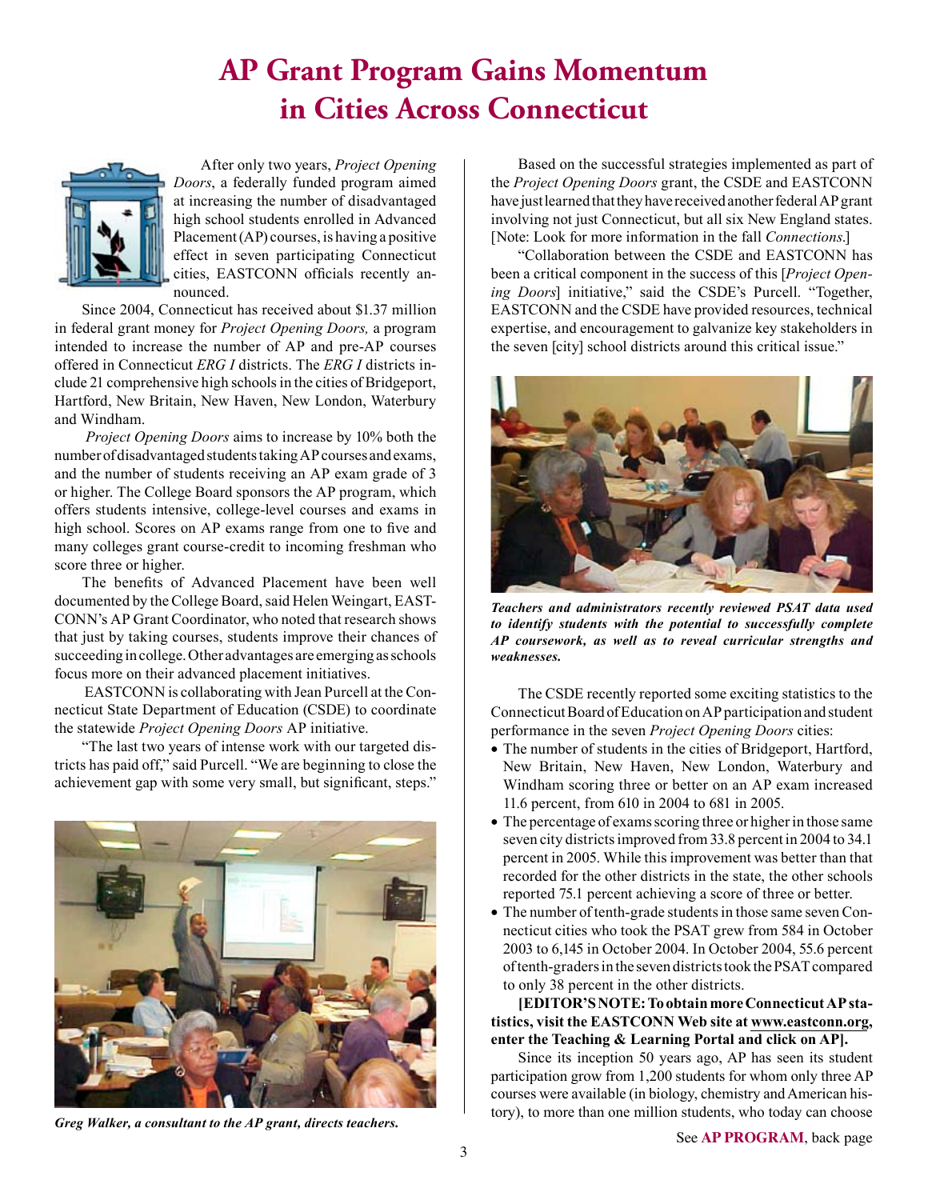# AP Grant Program Gains Momentum in Cities Across Connecticut

After only two years, *Project Opening Doors*, a federally funded program aimed at increasing the number of disadvantaged high school students enrolled in Advanced Placement (AP) courses, is having a positive effect in seven participating Connecticut cities, EASTCONN officials recently announced.

Since 2004, Connecticut has received about $1.37 million in federal grant money for *Project Opening Doors,* a program intended to increase the number of AP and pre-AP courses offered in Connecticut *ERG I* districts. The *ERG I* districts include 21 comprehensive high schools in the cities of Bridgeport, Hartford, New Britain, New Haven, New London, Waterbury and Windham.

*Project Opening Doors* aims to increase by 10% both the number of disadvantaged students taking AP courses and exams, and the number of students receiving an AP exam grade of 3 or higher. The College Board sponsors the AP program, which offers students intensive, college-level courses and exams in high school. Scores on AP exams range from one to five and many colleges grant course-credit to incoming freshman who score three or higher.

The benefits of Advanced Placement have been well documented by the College Board, said Helen Weingart, EASTCONN's AP Grant Coordinator, who noted that research shows that just by taking courses, students improve their chances of succeeding in college. Other advantages are emerging as schools focus more on their advanced placement initiatives.

EASTCONN is collaborating with Jean Purcell at the Connecticut State Department of Education (CSDE) to coordinate the statewide *Project Opening Doors* AP initiative.

"The last two years of intense work with our targeted districts has paid off," said Purcell. "We are beginning to close the achievement gap with some very small, but significant, steps."

*Greg Walker, a consultant to the AP grant, directs teachers.*

Based on the successful strategies implemented as part of the *Project Opening Doors* grant, the CSDE and EASTCONN have just learned that they have received another federal AP grant involving not just Connecticut, but all six New England states. [Note: Look for more information in the fall *Connections*.]

"Collaboration between the CSDE and EASTCONN has been a critical component in the success of this [*Project Opening Doors*] initiative," said the CSDE's Purcell. "Together, EASTCONN and the CSDE have provided resources, technical expertise, and encouragement to galvanize key stakeholders in the seven [city] school districts around this critical issue."

***Teachers and administrators recently reviewed PSAT data used to identify students with the potential to successfully complete AP coursework, as well as to reveal curricular strengths and weaknesses.***

The CSDE recently reported some exciting statistics to the Connecticut Board of Education on AP participation and student performance in the seven *Project Opening Doors* cities:

- The number of students in the cities of Bridgeport, Hartford, New Britain, New Haven, New London, Waterbury and Windham scoring three or better on an AP exam increased 11.6 percent, from 610 in 2004 to 681 in 2005.
- The percentage of exams scoring three or higher in those same seven city districts improved from 33.8 percent in 2004 to 34.1 percent in 2005. While this improvement was better than that recorded for the other districts in the state, the other schools reported 75.1 percent achieving a score of three or better.
- The number of tenth-grade students in those same seven Connecticut cities who took the PSAT grew from 584 in October 2003 to 6,145 in October 2004. In October 2004, 55.6 percent of tenth-graders in the seven districts took the PSAT compared to only 38 percent in the other districts.

**[EDITOR'S NOTE: To obtain more Connecticut AP statistics, visit the EASTCONN Web site at www.eastconn.org, enter the Teaching & Learning Portal and click on AP].**

Since its inception 50 years ago, AP has seen its student participation grow from 1,200 students for whom only three AP courses were available (in biology, chemistry and American history), to more than one million students, who today can choose

See **AP PROGRAM**, back page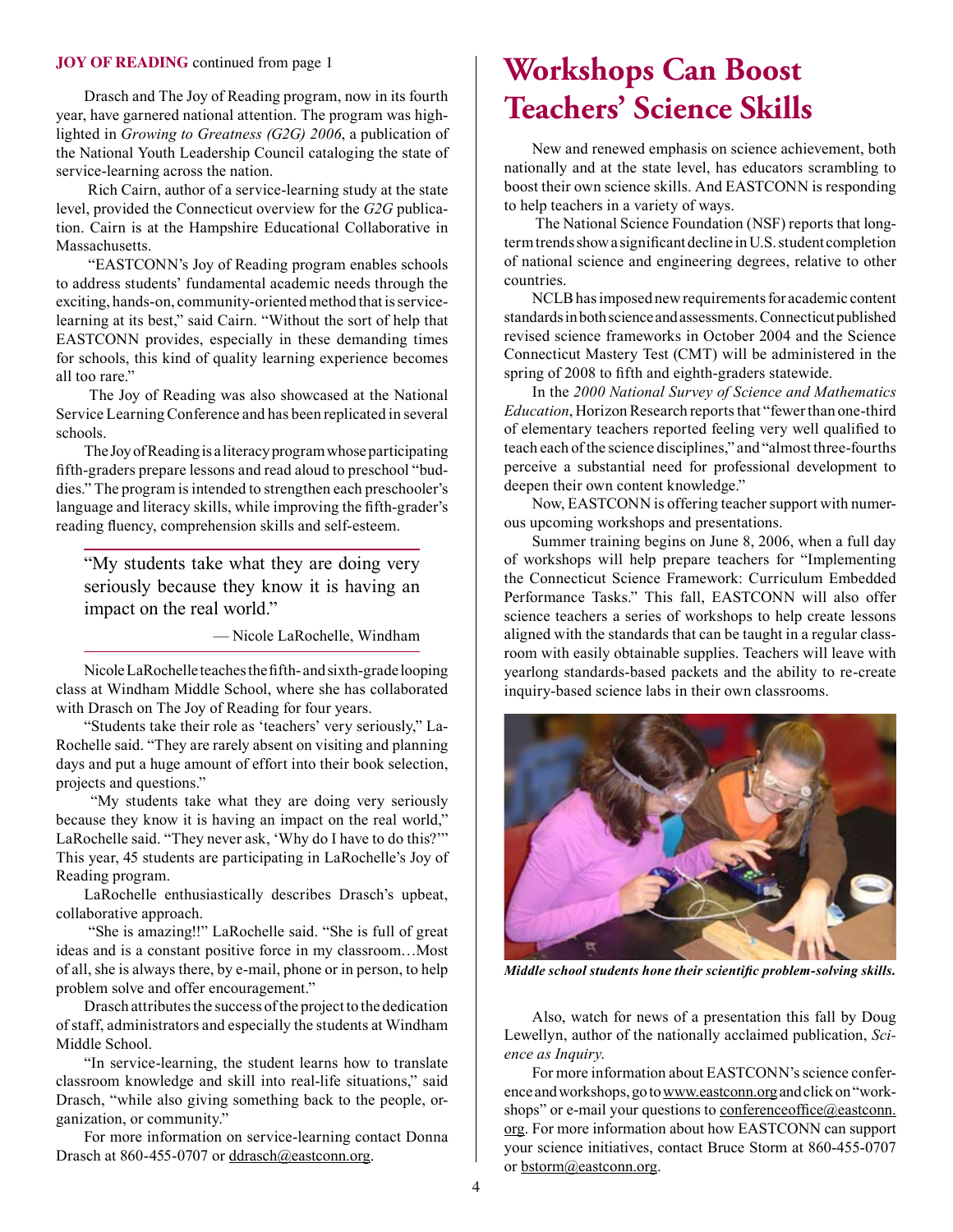**JOY OF READING** continued from page 1

Drasch and The Joy of Reading program, now in its fourth year, have garnered national attention. The program was highlighted in *Growing to Greatness (G2G) 2006*, a publication of the National Youth Leadership Council cataloging the state of service-learning across the nation.

Rich Cairn, author of a service-learning study at the state level, provided the Connecticut overview for the *G2G* publication. Cairn is at the Hampshire Educational Collaborative in Massachusetts.

"EASTCONN's Joy of Reading program enables schools to address students' fundamental academic needs through the exciting, hands-on, community-oriented method that is service-learning at its best," said Cairn. "Without the sort of help that EASTCONN provides, especially in these demanding times for schools, this kind of quality learning experience becomes all too rare."

The Joy of Reading was also showcased at the National Service Learning Conference and has been replicated in several schools.

The Joy of Reading is a literacy program whose participating fifth-graders prepare lessons and read aloud to preschool "buddies." The program is intended to strengthen each preschooler's language and literacy skills, while improving the fifth-grader's reading fluency, comprehension skills and self-esteem.

> "My students take what they are doing very seriously because they know it is having an impact on the real world."
>
> — Nicole LaRochelle, Windham

Nicole LaRochelle teaches the fifth- and sixth-grade looping class at Windham Middle School, where she has collaborated with Drasch on The Joy of Reading for four years.

"Students take their role as 'teachers' very seriously," LaRochelle said. "They are rarely absent on visiting and planning days and put a huge amount of effort into their book selection, projects and questions."

"My students take what they are doing very seriously because they know it is having an impact on the real world," LaRochelle said. "They never ask, 'Why do I have to do this?'" This year, 45 students are participating in LaRochelle's Joy of Reading program.

LaRochelle enthusiastically describes Drasch's upbeat, collaborative approach.

"She is amazing!!" LaRochelle said. "She is full of great ideas and is a constant positive force in my classroom…Most of all, she is always there, by e-mail, phone or in person, to help problem solve and offer encouragement."

Drasch attributes the success of the project to the dedication of staff, administrators and especially the students at Windham Middle School.

"In service-learning, the student learns how to translate classroom knowledge and skill into real-life situations," said Drasch, "while also giving something back to the people, organization, or community."

For more information on service-learning contact Donna Drasch at 860-455-0707 or ddrasch@eastconn.org.

# Workshops Can Boost Teachers' Science Skills

New and renewed emphasis on science achievement, both nationally and at the state level, has educators scrambling to boost their own science skills. And EASTCONN is responding to help teachers in a variety of ways.

The National Science Foundation (NSF) reports that long-term trends show a significant decline in U.S. student completion of national science and engineering degrees, relative to other countries.

NCLB has imposed new requirements for academic content standards in both science and assessments. Connecticut published revised science frameworks in October 2004 and the Science Connecticut Mastery Test (CMT) will be administered in the spring of 2008 to fifth and eighth-graders statewide.

In the *2000 National Survey of Science and Mathematics Education*, Horizon Research reports that "fewer than one-third of elementary teachers reported feeling very well qualified to teach each of the science disciplines," and "almost three-fourths perceive a substantial need for professional development to deepen their own content knowledge."

Now, EASTCONN is offering teacher support with numerous upcoming workshops and presentations.

Summer training begins on June 8, 2006, when a full day of workshops will help prepare teachers for "Implementing the Connecticut Science Framework: Curriculum Embedded Performance Tasks." This fall, EASTCONN will also offer science teachers a series of workshops to help create lessons aligned with the standards that can be taught in a regular classroom with easily obtainable supplies. Teachers will leave with yearlong standards-based packets and the ability to re-create inquiry-based science labs in their own classrooms.

***Middle school students hone their scientific problem-solving skills.***

Also, watch for news of a presentation this fall by Doug Lewellyn, author of the nationally acclaimed publication, *Science as Inquiry.*

For more information about EASTCONN's science conference and workshops, go to www.eastconn.org and click on "workshops" or e-mail your questions to conferenceoffice@eastconn.org. For more information about how EASTCONN can support your science initiatives, contact Bruce Storm at 860-455-0707 or bstorm@eastconn.org.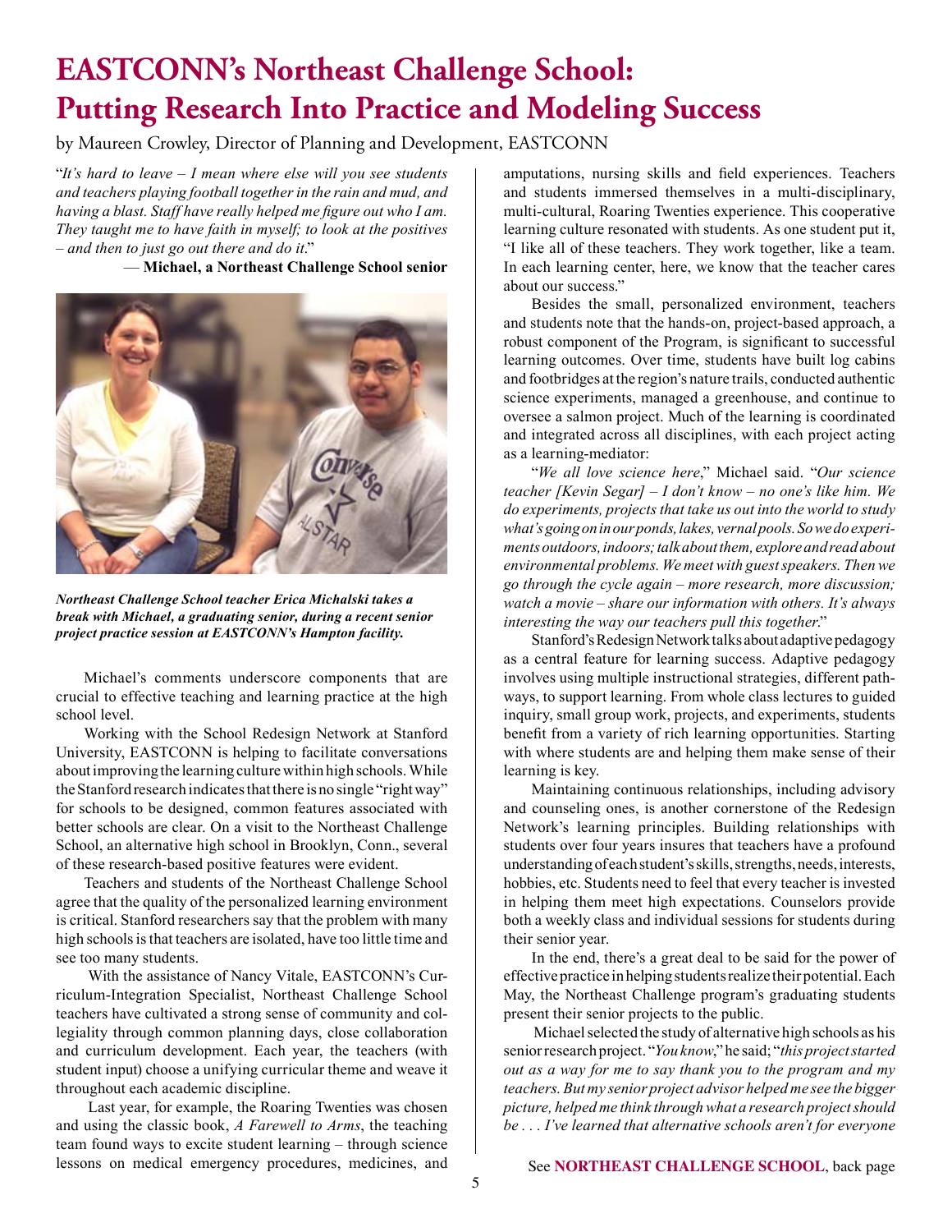# EASTCONN's Northeast Challenge School: Putting Research Into Practice and Modeling Success

by Maureen Crowley, Director of Planning and Development, EASTCONN

"*It's hard to leave – I mean where else will you see students and teachers playing football together in the rain and mud, and having a blast. Staff have really helped me figure out who I am. They taught me to have faith in myself; to look at the positives – and then to just go out there and do it*."

— **Michael, a Northeast Challenge School senior**

***Northeast Challenge School teacher Erica Michalski takes a break with Michael, a graduating senior, during a recent senior project practice session at EASTCONN's Hampton facility.***

Michael's comments underscore components that are crucial to effective teaching and learning practice at the high school level.

Working with the School Redesign Network at Stanford University, EASTCONN is helping to facilitate conversations about improving the learning culture within high schools. While the Stanford research indicates that there is no single "right way" for schools to be designed, common features associated with better schools are clear. On a visit to the Northeast Challenge School, an alternative high school in Brooklyn, Conn., several of these research-based positive features were evident.

Teachers and students of the Northeast Challenge School agree that the quality of the personalized learning environment is critical. Stanford researchers say that the problem with many high schools is that teachers are isolated, have too little time and see too many students.

With the assistance of Nancy Vitale, EASTCONN's Curriculum-Integration Specialist, Northeast Challenge School teachers have cultivated a strong sense of community and collegiality through common planning days, close collaboration and curriculum development. Each year, the teachers (with student input) choose a unifying curricular theme and weave it throughout each academic discipline.

Last year, for example, the Roaring Twenties was chosen and using the classic book, *A Farewell to Arms*, the teaching team found ways to excite student learning – through science lessons on medical emergency procedures, medicines, and amputations, nursing skills and field experiences. Teachers and students immersed themselves in a multi-disciplinary, multi-cultural, Roaring Twenties experience. This cooperative learning culture resonated with students. As one student put it, "I like all of these teachers. They work together, like a team. In each learning center, here, we know that the teacher cares about our success."

Besides the small, personalized environment, teachers and students note that the hands-on, project-based approach, a robust component of the Program, is significant to successful learning outcomes. Over time, students have built log cabins and footbridges at the region's nature trails, conducted authentic science experiments, managed a greenhouse, and continue to oversee a salmon project. Much of the learning is coordinated and integrated across all disciplines, with each project acting as a learning-mediator:

"*We all love science here*," Michael said. "*Our science teacher [Kevin Segar] – I don't know – no one's like him. We do experiments, projects that take us out into the world to study what's going on in our ponds, lakes, vernal pools. So we do experiments outdoors, indoors; talk about them, explore and read about environmental problems. We meet with guest speakers. Then we go through the cycle again – more research, more discussion; watch a movie – share our information with others. It's always interesting the way our teachers pull this together*."

Stanford's Redesign Network talks about adaptive pedagogy as a central feature for learning success. Adaptive pedagogy involves using multiple instructional strategies, different pathways, to support learning. From whole class lectures to guided inquiry, small group work, projects, and experiments, students benefit from a variety of rich learning opportunities. Starting with where students are and helping them make sense of their learning is key.

Maintaining continuous relationships, including advisory and counseling ones, is another cornerstone of the Redesign Network's learning principles. Building relationships with students over four years insures that teachers have a profound understanding of each student's skills, strengths, needs, interests, hobbies, etc. Students need to feel that every teacher is invested in helping them meet high expectations. Counselors provide both a weekly class and individual sessions for students during their senior year.

In the end, there's a great deal to be said for the power of effective practice in helping students realize their potential. Each May, the Northeast Challenge program's graduating students present their senior projects to the public.

Michael selected the study of alternative high schools as his senior research project. "*You know*," he said; "*this project started out as a way for me to say thank you to the program and my teachers. But my senior project advisor helped me see the bigger picture, helped me think through what a research project should be . . . I've learned that alternative schools aren't for everyone*

See **NORTHEAST CHALLENGE SCHOOL**, back page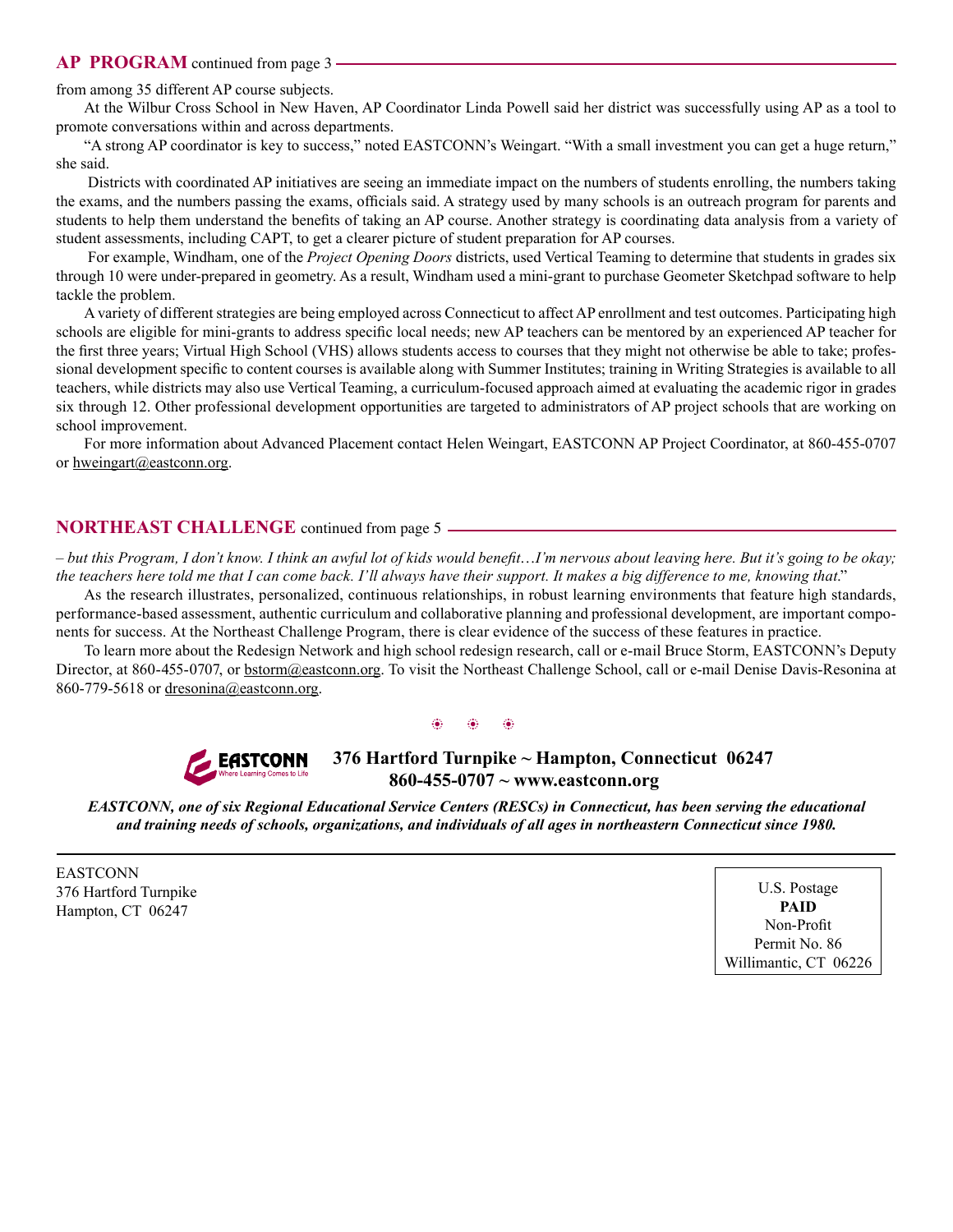## AP PROGRAM continued from page 3

from among 35 different AP course subjects.

At the Wilbur Cross School in New Haven, AP Coordinator Linda Powell said her district was successfully using AP as a tool to promote conversations within and across departments.

"A strong AP coordinator is key to success," noted EASTCONN's Weingart. "With a small investment you can get a huge return," she said.

Districts with coordinated AP initiatives are seeing an immediate impact on the numbers of students enrolling, the numbers taking the exams, and the numbers passing the exams, officials said. A strategy used by many schools is an outreach program for parents and students to help them understand the benefits of taking an AP course. Another strategy is coordinating data analysis from a variety of student assessments, including CAPT, to get a clearer picture of student preparation for AP courses.

For example, Windham, one of the *Project Opening Doors* districts, used Vertical Teaming to determine that students in grades six through 10 were under-prepared in geometry. As a result, Windham used a mini-grant to purchase Geometer Sketchpad software to help tackle the problem.

A variety of different strategies are being employed across Connecticut to affect AP enrollment and test outcomes. Participating high schools are eligible for mini-grants to address specific local needs; new AP teachers can be mentored by an experienced AP teacher for the first three years; Virtual High School (VHS) allows students access to courses that they might not otherwise be able to take; professional development specific to content courses is available along with Summer Institutes; training in Writing Strategies is available to all teachers, while districts may also use Vertical Teaming, a curriculum-focused approach aimed at evaluating the academic rigor in grades six through 12. Other professional development opportunities are targeted to administrators of AP project schools that are working on school improvement.

For more information about Advanced Placement contact Helen Weingart, EASTCONN AP Project Coordinator, at 860-455-0707 or hweingart@eastconn.org.

## NORTHEAST CHALLENGE continued from page 5

*– but this Program, I don't know. I think an awful lot of kids would benefit…I'm nervous about leaving here. But it's going to be okay; the teachers here told me that I can come back. I'll always have their support. It makes a big difference to me, knowing that*."

As the research illustrates, personalized, continuous relationships, in robust learning environments that feature high standards, performance-based assessment, authentic curriculum and collaborative planning and professional development, are important components for success. At the Northeast Challenge Program, there is clear evidence of the success of these features in practice.

To learn more about the Redesign Network and high school redesign research, call or e-mail Bruce Storm, EASTCONN's Deputy Director, at 860-455-0707, or bstorm@eastconn.org. To visit the Northeast Challenge School, call or e-mail Denise Davis-Resonina at 860-779-5618 or dresonina@eastconn.org.

EASTCONN — Where Learning Comes to Life

**376 Hartford Turnpike ~ Hampton, Connecticut 06247**
**860-455-0707 ~ www.eastconn.org**

***EASTCONN, one of six Regional Educational Service Centers (RESCs) in Connecticut, has been serving the educational and training needs of schools, organizations, and individuals of all ages in northeastern Connecticut since 1980.***

---

EASTCONN
376 Hartford Turnpike
Hampton, CT 06247

U.S. Postage
**PAID**
Non-Profit
Permit No. 86
Willimantic, CT 06226